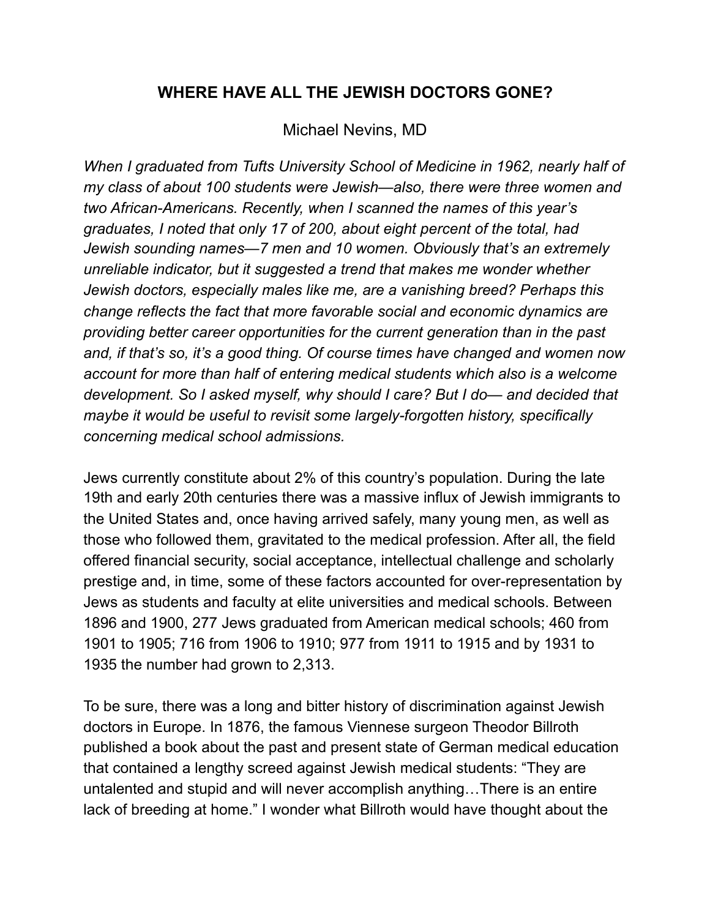# WHERE HAVE ALL THE JEWISH DOCTORS GONE?

Michael Nevins, MD

*When I graduated from Tufts University School of Medicine in 1962, nearly half of my class of about 100 students were Jewish—also, there were three women and two African-Americans. Recently, when I scanned the names of this year's graduates, I noted that only 17 of 200, about eight percent of the total, had Jewish sounding names—7 men and 10 women. Obviously that's an extremely unreliable indicator, but it suggested a trend that makes me wonder whether Jewish doctors, especially males like me, are a vanishing breed? Perhaps this change reflects the fact that more favorable social and economic dynamics are providing better career opportunities for the current generation than in the past and, if that's so, it's a good thing. Of course times have changed and women now account for more than half of entering medical students which also is a welcome development. So I asked myself, why should I care? But I do— and decided that maybe it would be useful to revisit some largely-forgotten history, specifically concerning medical school admissions.*

Jews currently constitute about 2% of this country's population. During the late 19th and early 20th centuries there was a massive influx of Jewish immigrants to the United States and, once having arrived safely, many young men, as well as those who followed them, gravitated to the medical profession. After all, the field offered financial security, social acceptance, intellectual challenge and scholarly prestige and, in time, some of these factors accounted for over-representation by Jews as students and faculty at elite universities and medical schools. Between 1896 and 1900, 277 Jews graduated from American medical schools; 460 from 1901 to 1905; 716 from 1906 to 1910; 977 from 1911 to 1915 and by 1931 to 1935 the number had grown to 2,313.

To be sure, there was a long and bitter history of discrimination against Jewish doctors in Europe. In 1876, the famous Viennese surgeon Theodor Billroth published a book about the past and present state of German medical education that contained a lengthy screed against Jewish medical students: "They are untalented and stupid and will never accomplish anything…There is an entire lack of breeding at home." I wonder what Billroth would have thought about the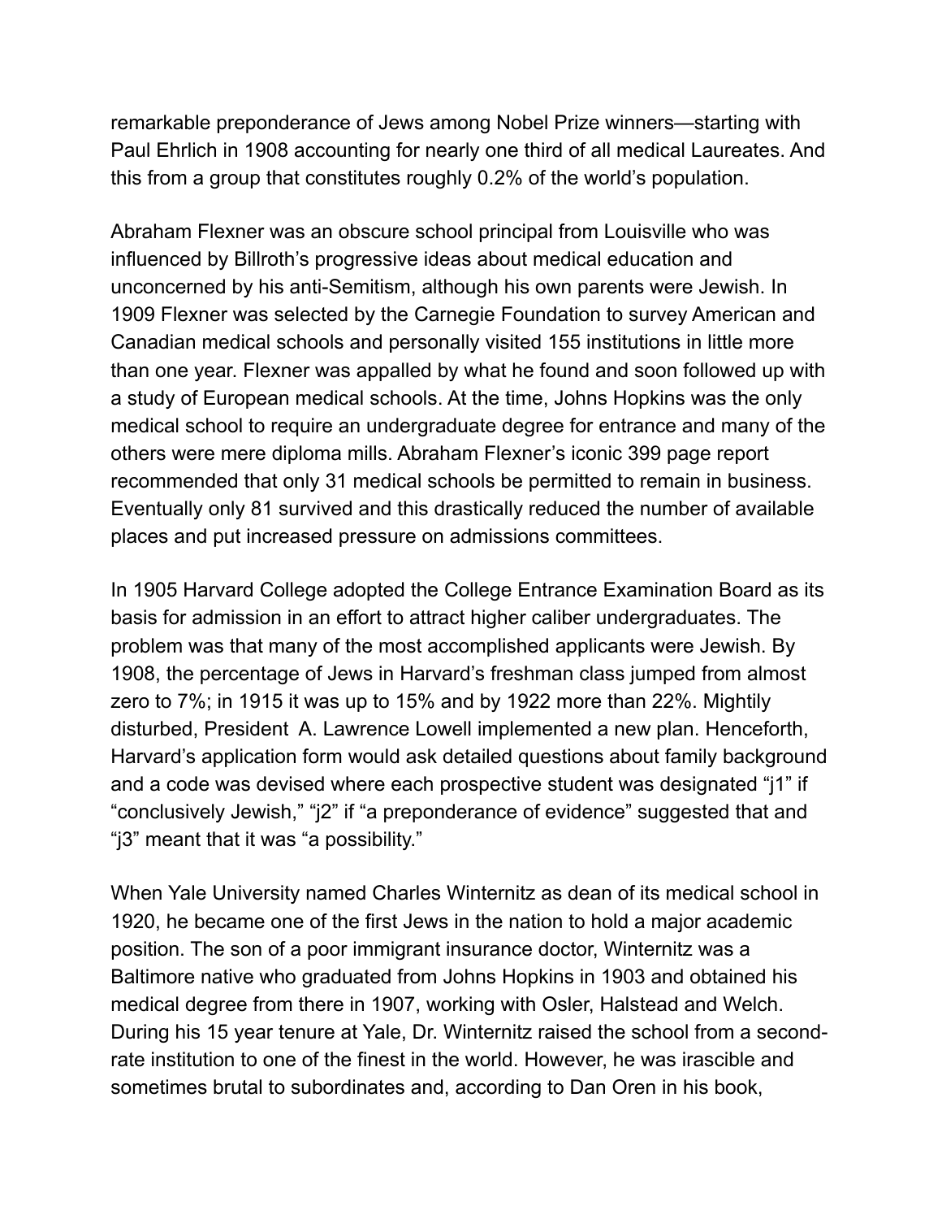remarkable preponderance of Jews among Nobel Prize winners—starting with Paul Ehrlich in 1908 accounting for nearly one third of all medical Laureates. And this from a group that constitutes roughly 0.2% of the world's population.

Abraham Flexner was an obscure school principal from Louisville who was influenced by Billroth's progressive ideas about medical education and unconcerned by his anti-Semitism, although his own parents were Jewish. In 1909 Flexner was selected by the Carnegie Foundation to survey American and Canadian medical schools and personally visited 155 institutions in little more than one year. Flexner was appalled by what he found and soon followed up with a study of European medical schools. At the time, Johns Hopkins was the only medical school to require an undergraduate degree for entrance and many of the others were mere diploma mills. Abraham Flexner's iconic 399 page report recommended that only 31 medical schools be permitted to remain in business. Eventually only 81 survived and this drastically reduced the number of available places and put increased pressure on admissions committees.

In 1905 Harvard College adopted the College Entrance Examination Board as its basis for admission in an effort to attract higher caliber undergraduates. The problem was that many of the most accomplished applicants were Jewish. By 1908, the percentage of Jews in Harvard's freshman class jumped from almost zero to 7%; in 1915 it was up to 15% and by 1922 more than 22%. Mightily disturbed, President A. Lawrence Lowell implemented a new plan. Henceforth, Harvard's application form would ask detailed questions about family background and a code was devised where each prospective student was designated "j1" if "conclusively Jewish," "j2" if "a preponderance of evidence" suggested that and "j3" meant that it was "a possibility."

When Yale University named Charles Winternitz as dean of its medical school in 1920, he became one of the first Jews in the nation to hold a major academic position. The son of a poor immigrant insurance doctor, Winternitz was a Baltimore native who graduated from Johns Hopkins in 1903 and obtained his medical degree from there in 1907, working with Osler, Halstead and Welch. During his 15 year tenure at Yale, Dr. Winternitz raised the school from a second-rate institution to one of the finest in the world. However, he was irascible and sometimes brutal to subordinates and, according to Dan Oren in his book,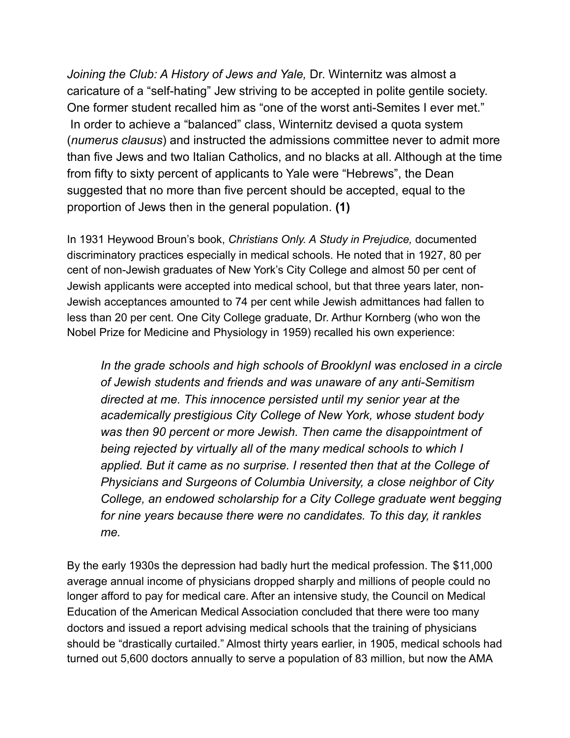*Joining the Club: A History of Jews and Yale,* Dr. Winternitz was almost a caricature of a "self-hating" Jew striving to be accepted in polite gentile society. One former student recalled him as "one of the worst anti-Semites I ever met." In order to achieve a "balanced" class, Winternitz devised a quota system (*numerus clausus*) and instructed the admissions committee never to admit more than five Jews and two Italian Catholics, and no blacks at all. Although at the time from fifty to sixty percent of applicants to Yale were "Hebrews", the Dean suggested that no more than five percent should be accepted, equal to the proportion of Jews then in the general population. **(1)**

In 1931 Heywood Broun's book, *Christians Only. A Study in Prejudice,* documented discriminatory practices especially in medical schools. He noted that in 1927, 80 per cent of non-Jewish graduates of New York's City College and almost 50 per cent of Jewish applicants were accepted into medical school, but that three years later, non-Jewish acceptances amounted to 74 per cent while Jewish admittances had fallen to less than 20 per cent. One City College graduate, Dr. Arthur Kornberg (who won the Nobel Prize for Medicine and Physiology in 1959) recalled his own experience:

> *In the grade schools and high schools of BrooklynI was enclosed in a circle of Jewish students and friends and was unaware of any anti-Semitism directed at me. This innocence persisted until my senior year at the academically prestigious City College of New York, whose student body was then 90 percent or more Jewish. Then came the disappointment of being rejected by virtually all of the many medical schools to which I applied. But it came as no surprise. I resented then that at the College of Physicians and Surgeons of Columbia University, a close neighbor of City College, an endowed scholarship for a City College graduate went begging for nine years because there were no candidates. To this day, it rankles me.*

By the early 1930s the depression had badly hurt the medical profession. The $11,000 average annual income of physicians dropped sharply and millions of people could no longer afford to pay for medical care. After an intensive study, the Council on Medical Education of the American Medical Association concluded that there were too many doctors and issued a report advising medical schools that the training of physicians should be "drastically curtailed." Almost thirty years earlier, in 1905, medical schools had turned out 5,600 doctors annually to serve a population of 83 million, but now the AMA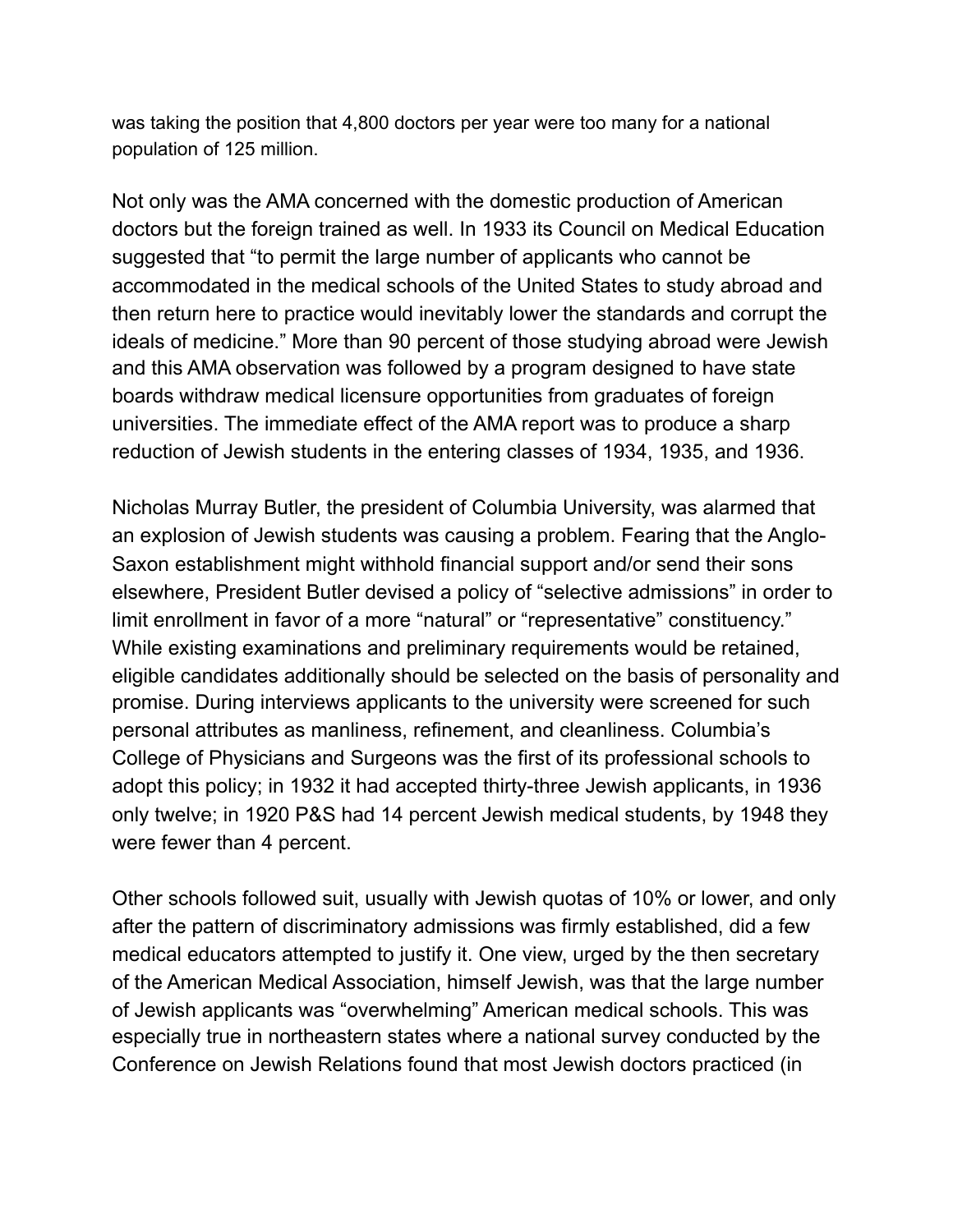was taking the position that 4,800 doctors per year were too many for a national population of 125 million.

Not only was the AMA concerned with the domestic production of American doctors but the foreign trained as well. In 1933 its Council on Medical Education suggested that "to permit the large number of applicants who cannot be accommodated in the medical schools of the United States to study abroad and then return here to practice would inevitably lower the standards and corrupt the ideals of medicine." More than 90 percent of those studying abroad were Jewish and this AMA observation was followed by a program designed to have state boards withdraw medical licensure opportunities from graduates of foreign universities. The immediate effect of the AMA report was to produce a sharp reduction of Jewish students in the entering classes of 1934, 1935, and 1936.

Nicholas Murray Butler, the president of Columbia University, was alarmed that an explosion of Jewish students was causing a problem. Fearing that the Anglo-Saxon establishment might withhold financial support and/or send their sons elsewhere, President Butler devised a policy of "selective admissions" in order to limit enrollment in favor of a more "natural" or "representative" constituency." While existing examinations and preliminary requirements would be retained, eligible candidates additionally should be selected on the basis of personality and promise. During interviews applicants to the university were screened for such personal attributes as manliness, refinement, and cleanliness. Columbia's College of Physicians and Surgeons was the first of its professional schools to adopt this policy; in 1932 it had accepted thirty-three Jewish applicants, in 1936 only twelve; in 1920 P&S had 14 percent Jewish medical students, by 1948 they were fewer than 4 percent.

Other schools followed suit, usually with Jewish quotas of 10% or lower, and only after the pattern of discriminatory admissions was firmly established, did a few medical educators attempted to justify it. One view, urged by the then secretary of the American Medical Association, himself Jewish, was that the large number of Jewish applicants was "overwhelming" American medical schools. This was especially true in northeastern states where a national survey conducted by the Conference on Jewish Relations found that most Jewish doctors practiced (in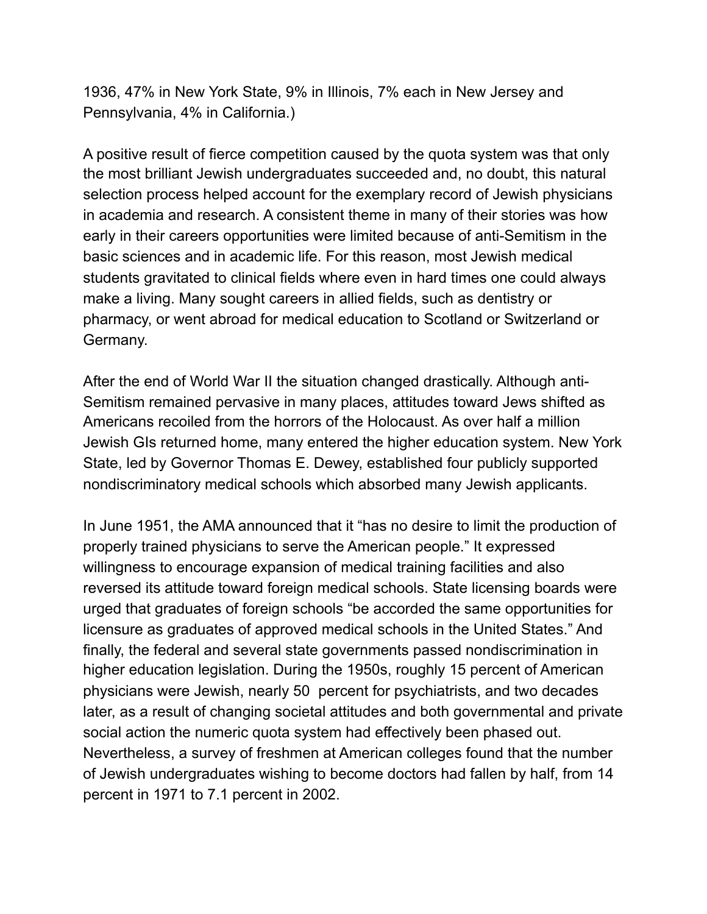1936, 47% in New York State, 9% in Illinois, 7% each in New Jersey and Pennsylvania, 4% in California.)

A positive result of fierce competition caused by the quota system was that only the most brilliant Jewish undergraduates succeeded and, no doubt, this natural selection process helped account for the exemplary record of Jewish physicians in academia and research. A consistent theme in many of their stories was how early in their careers opportunities were limited because of anti-Semitism in the basic sciences and in academic life. For this reason, most Jewish medical students gravitated to clinical fields where even in hard times one could always make a living. Many sought careers in allied fields, such as dentistry or pharmacy, or went abroad for medical education to Scotland or Switzerland or Germany.

After the end of World War II the situation changed drastically. Although anti-Semitism remained pervasive in many places, attitudes toward Jews shifted as Americans recoiled from the horrors of the Holocaust. As over half a million Jewish GIs returned home, many entered the higher education system. New York State, led by Governor Thomas E. Dewey, established four publicly supported nondiscriminatory medical schools which absorbed many Jewish applicants.

In June 1951, the AMA announced that it "has no desire to limit the production of properly trained physicians to serve the American people." It expressed willingness to encourage expansion of medical training facilities and also reversed its attitude toward foreign medical schools. State licensing boards were urged that graduates of foreign schools "be accorded the same opportunities for licensure as graduates of approved medical schools in the United States." And finally, the federal and several state governments passed nondiscrimination in higher education legislation. During the 1950s, roughly 15 percent of American physicians were Jewish, nearly 50 percent for psychiatrists, and two decades later, as a result of changing societal attitudes and both governmental and private social action the numeric quota system had effectively been phased out. Nevertheless, a survey of freshmen at American colleges found that the number of Jewish undergraduates wishing to become doctors had fallen by half, from 14 percent in 1971 to 7.1 percent in 2002.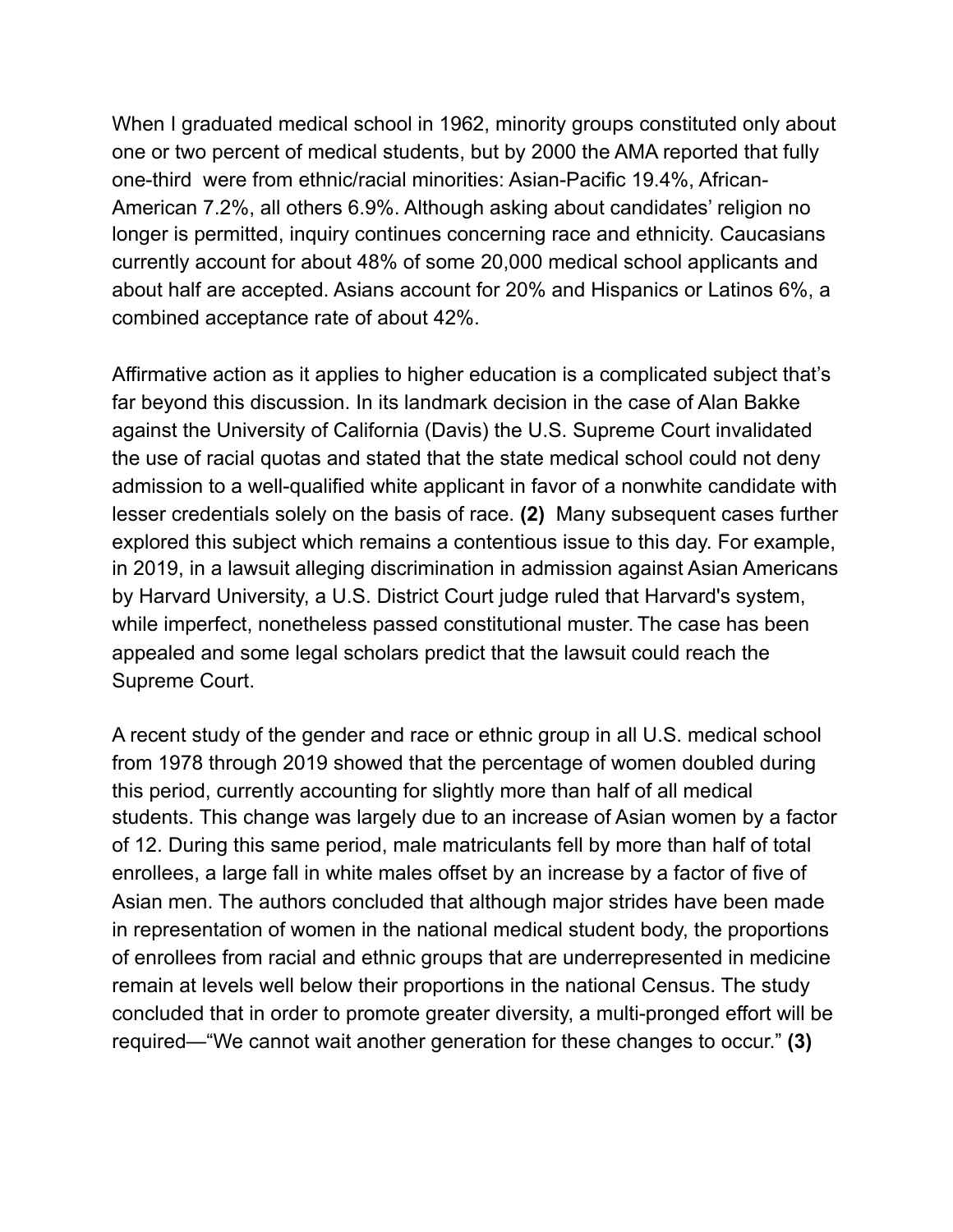When I graduated medical school in 1962, minority groups constituted only about one or two percent of medical students, but by 2000 the AMA reported that fully one-third were from ethnic/racial minorities: Asian-Pacific 19.4%, African-American 7.2%, all others 6.9%. Although asking about candidates' religion no longer is permitted, inquiry continues concerning race and ethnicity. Caucasians currently account for about 48% of some 20,000 medical school applicants and about half are accepted. Asians account for 20% and Hispanics or Latinos 6%, a combined acceptance rate of about 42%.

Affirmative action as it applies to higher education is a complicated subject that's far beyond this discussion. In its landmark decision in the case of Alan Bakke against the University of California (Davis) the U.S. Supreme Court invalidated the use of racial quotas and stated that the state medical school could not deny admission to a well-qualified white applicant in favor of a nonwhite candidate with lesser credentials solely on the basis of race. **(2)** Many subsequent cases further explored this subject which remains a contentious issue to this day. For example, in 2019, in a lawsuit alleging discrimination in admission against Asian Americans by Harvard University, a U.S. District Court judge ruled that Harvard's system, while imperfect, nonetheless passed constitutional muster. The case has been appealed and some legal scholars predict that the lawsuit could reach the Supreme Court.

A recent study of the gender and race or ethnic group in all U.S. medical school from 1978 through 2019 showed that the percentage of women doubled during this period, currently accounting for slightly more than half of all medical students. This change was largely due to an increase of Asian women by a factor of 12. During this same period, male matriculants fell by more than half of total enrollees, a large fall in white males offset by an increase by a factor of five of Asian men. The authors concluded that although major strides have been made in representation of women in the national medical student body, the proportions of enrollees from racial and ethnic groups that are underrepresented in medicine remain at levels well below their proportions in the national Census. The study concluded that in order to promote greater diversity, a multi-pronged effort will be required—"We cannot wait another generation for these changes to occur." **(3)**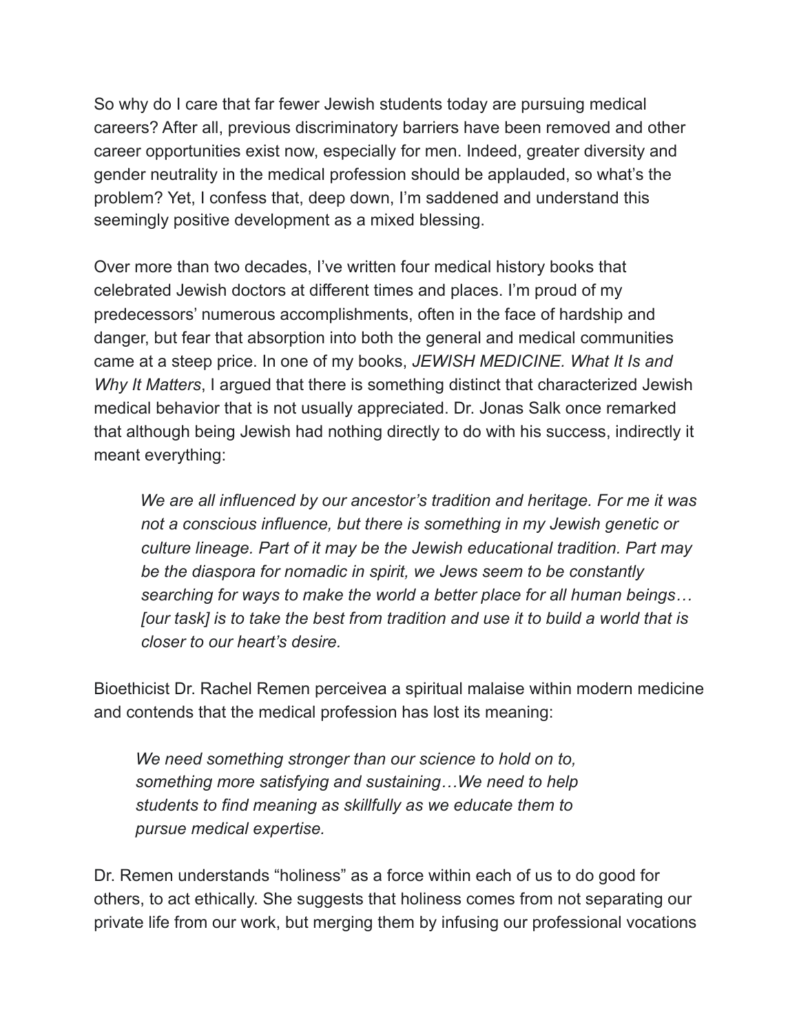So why do I care that far fewer Jewish students today are pursuing medical careers? After all, previous discriminatory barriers have been removed and other career opportunities exist now, especially for men. Indeed, greater diversity and gender neutrality in the medical profession should be applauded, so what's the problem? Yet, I confess that, deep down, I'm saddened and understand this seemingly positive development as a mixed blessing.

Over more than two decades, I've written four medical history books that celebrated Jewish doctors at different times and places. I'm proud of my predecessors' numerous accomplishments, often in the face of hardship and danger, but fear that absorption into both the general and medical communities came at a steep price. In one of my books, *JEWISH MEDICINE. What It Is and Why It Matters*, I argued that there is something distinct that characterized Jewish medical behavior that is not usually appreciated. Dr. Jonas Salk once remarked that although being Jewish had nothing directly to do with his success, indirectly it meant everything:

> *We are all influenced by our ancestor's tradition and heritage. For me it was not a conscious influence, but there is something in my Jewish genetic or culture lineage. Part of it may be the Jewish educational tradition. Part may be the diaspora for nomadic in spirit, we Jews seem to be constantly searching for ways to make the world a better place for all human beings… [our task] is to take the best from tradition and use it to build a world that is closer to our heart's desire.*

Bioethicist Dr. Rachel Remen perceivea a spiritual malaise within modern medicine and contends that the medical profession has lost its meaning:

> *We need something stronger than our science to hold on to, something more satisfying and sustaining…We need to help students to find meaning as skillfully as we educate them to pursue medical expertise.*

Dr. Remen understands "holiness" as a force within each of us to do good for others, to act ethically. She suggests that holiness comes from not separating our private life from our work, but merging them by infusing our professional vocations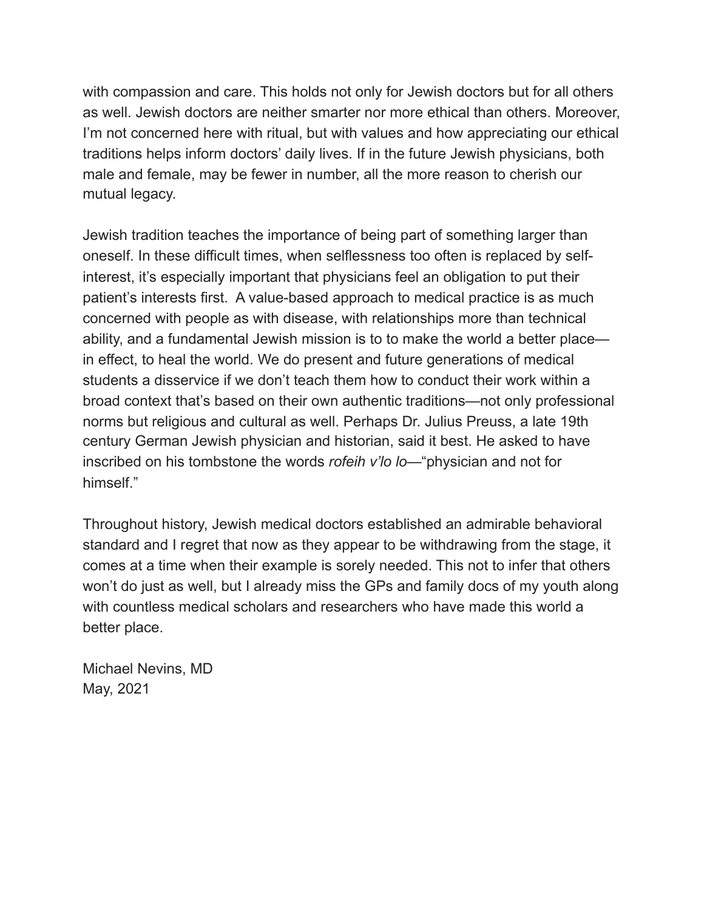with compassion and care. This holds not only for Jewish doctors but for all others as well. Jewish doctors are neither smarter nor more ethical than others. Moreover, I'm not concerned here with ritual, but with values and how appreciating our ethical traditions helps inform doctors' daily lives. If in the future Jewish physicians, both male and female, may be fewer in number, all the more reason to cherish our mutual legacy.

Jewish tradition teaches the importance of being part of something larger than oneself. In these difficult times, when selflessness too often is replaced by self-interest, it's especially important that physicians feel an obligation to put their patient's interests first.  A value-based approach to medical practice is as much concerned with people as with disease, with relationships more than technical ability, and a fundamental Jewish mission is to to make the world a better place—in effect, to heal the world. We do present and future generations of medical students a disservice if we don't teach them how to conduct their work within a broad context that's based on their own authentic traditions—not only professional norms but religious and cultural as well. Perhaps Dr. Julius Preuss, a late 19th century German Jewish physician and historian, said it best. He asked to have inscribed on his tombstone the words *rofeih v'lo lo*—"physician and not for himself."

Throughout history, Jewish medical doctors established an admirable behavioral standard and I regret that now as they appear to be withdrawing from the stage, it comes at a time when their example is sorely needed. This not to infer that others won't do just as well, but I already miss the GPs and family docs of my youth along with countless medical scholars and researchers who have made this world a better place.

Michael Nevins, MD
May, 2021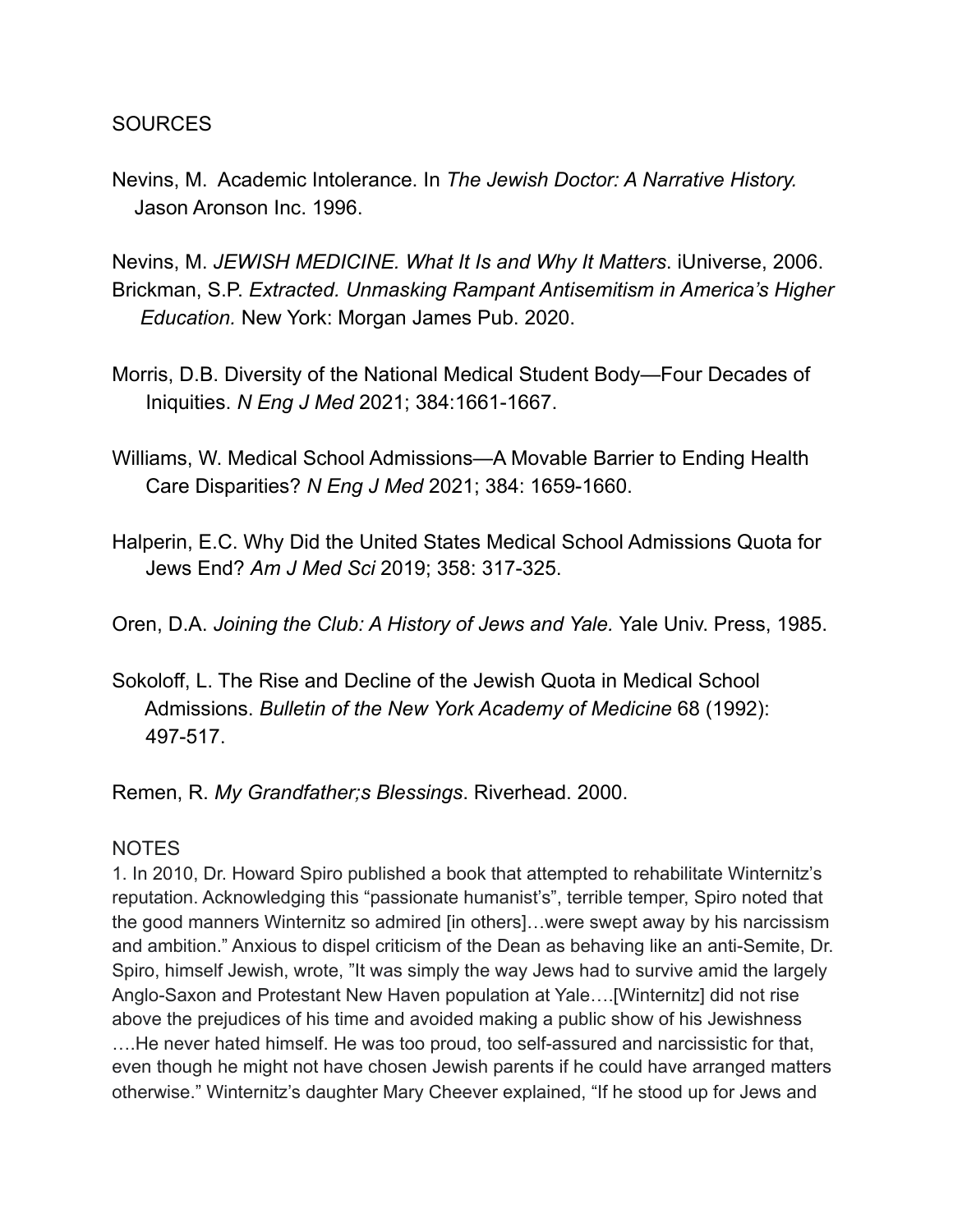SOURCES

Nevins, M. Academic Intolerance. In *The Jewish Doctor: A Narrative History.* Jason Aronson Inc. 1996.

Nevins, M. *JEWISH MEDICINE. What It Is and Why It Matters*. iUniverse, 2006.

Brickman, S.P. *Extracted. Unmasking Rampant Antisemitism in America's Higher Education.* New York: Morgan James Pub. 2020.

Morris, D.B. Diversity of the National Medical Student Body—Four Decades of Iniquities. *N Eng J Med* 2021; 384:1661-1667.

Williams, W. Medical School Admissions—A Movable Barrier to Ending Health Care Disparities? *N Eng J Med* 2021; 384: 1659-1660.

Halperin, E.C. Why Did the United States Medical School Admissions Quota for Jews End? *Am J Med Sci* 2019; 358: 317-325.

Oren, D.A. *Joining the Club: A History of Jews and Yale.* Yale Univ. Press, 1985.

Sokoloff, L. The Rise and Decline of the Jewish Quota in Medical School Admissions. *Bulletin of the New York Academy of Medicine* 68 (1992): 497-517.

Remen, R. *My Grandfather;s Blessings*. Riverhead. 2000.

NOTES

1. In 2010, Dr. Howard Spiro published a book that attempted to rehabilitate Winternitz's reputation. Acknowledging this "passionate humanist's", terrible temper, Spiro noted that the good manners Winternitz so admired [in others]…were swept away by his narcissism and ambition." Anxious to dispel criticism of the Dean as behaving like an anti-Semite, Dr. Spiro, himself Jewish, wrote, "It was simply the way Jews had to survive amid the largely Anglo-Saxon and Protestant New Haven population at Yale….[Winternitz] did not rise above the prejudices of his time and avoided making a public show of his Jewishness ….He never hated himself. He was too proud, too self-assured and narcissistic for that, even though he might not have chosen Jewish parents if he could have arranged matters otherwise." Winternitz's daughter Mary Cheever explained, "If he stood up for Jews and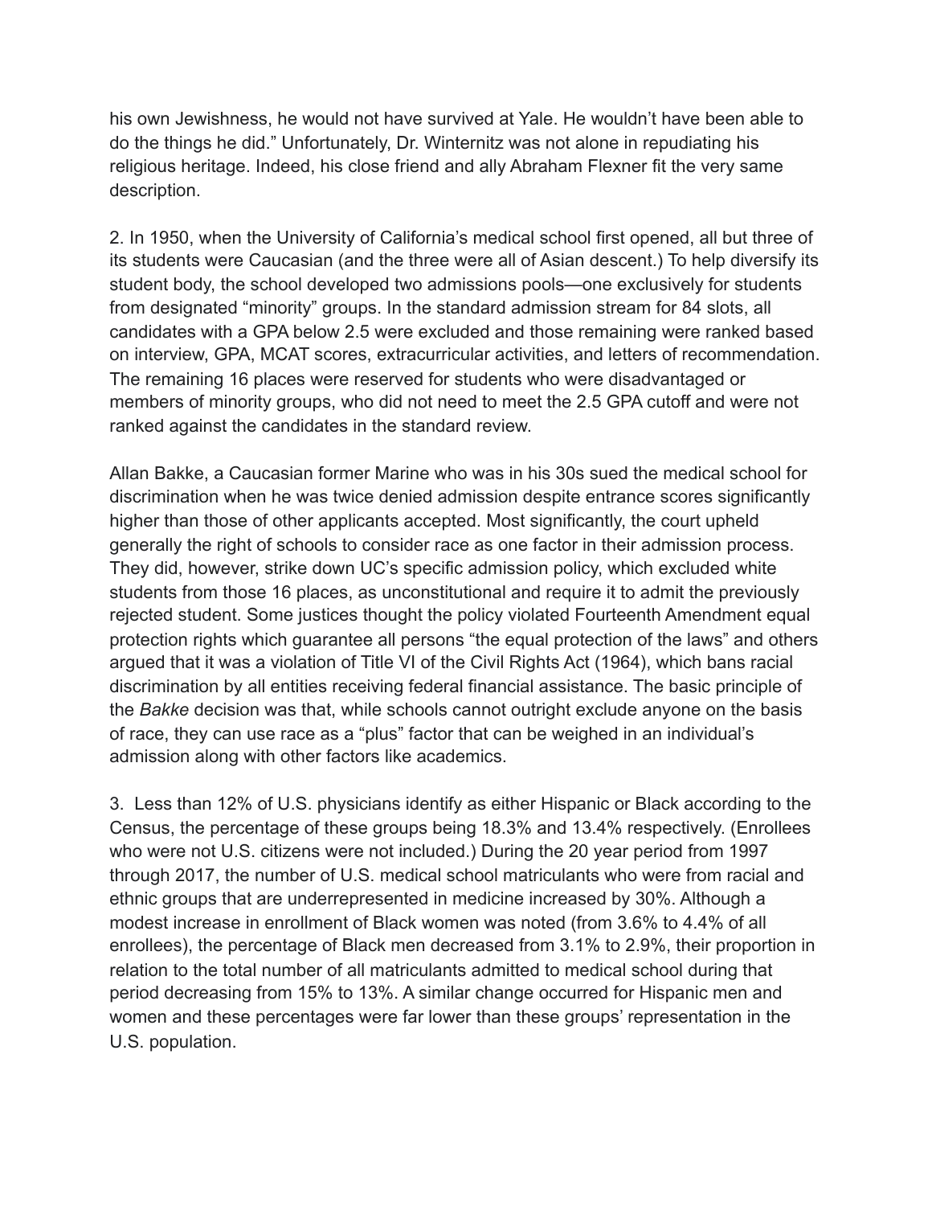his own Jewishness, he would not have survived at Yale. He wouldn't have been able to do the things he did." Unfortunately, Dr. Winternitz was not alone in repudiating his religious heritage. Indeed, his close friend and ally Abraham Flexner fit the very same description.

2. In 1950, when the University of California's medical school first opened, all but three of its students were Caucasian (and the three were all of Asian descent.) To help diversify its student body, the school developed two admissions pools—one exclusively for students from designated "minority" groups. In the standard admission stream for 84 slots, all candidates with a GPA below 2.5 were excluded and those remaining were ranked based on interview, GPA, MCAT scores, extracurricular activities, and letters of recommendation. The remaining 16 places were reserved for students who were disadvantaged or members of minority groups, who did not need to meet the 2.5 GPA cutoff and were not ranked against the candidates in the standard review.

Allan Bakke, a Caucasian former Marine who was in his 30s sued the medical school for discrimination when he was twice denied admission despite entrance scores significantly higher than those of other applicants accepted. Most significantly, the court upheld generally the right of schools to consider race as one factor in their admission process. They did, however, strike down UC's specific admission policy, which excluded white students from those 16 places, as unconstitutional and require it to admit the previously rejected student. Some justices thought the policy violated Fourteenth Amendment equal protection rights which guarantee all persons "the equal protection of the laws" and others argued that it was a violation of Title VI of the Civil Rights Act (1964), which bans racial discrimination by all entities receiving federal financial assistance. The basic principle of the *Bakke* decision was that, while schools cannot outright exclude anyone on the basis of race, they can use race as a "plus" factor that can be weighed in an individual's admission along with other factors like academics.

3. Less than 12% of U.S. physicians identify as either Hispanic or Black according to the Census, the percentage of these groups being 18.3% and 13.4% respectively. (Enrollees who were not U.S. citizens were not included.) During the 20 year period from 1997 through 2017, the number of U.S. medical school matriculants who were from racial and ethnic groups that are underrepresented in medicine increased by 30%. Although a modest increase in enrollment of Black women was noted (from 3.6% to 4.4% of all enrollees), the percentage of Black men decreased from 3.1% to 2.9%, their proportion in relation to the total number of all matriculants admitted to medical school during that period decreasing from 15% to 13%. A similar change occurred for Hispanic men and women and these percentages were far lower than these groups' representation in the U.S. population.